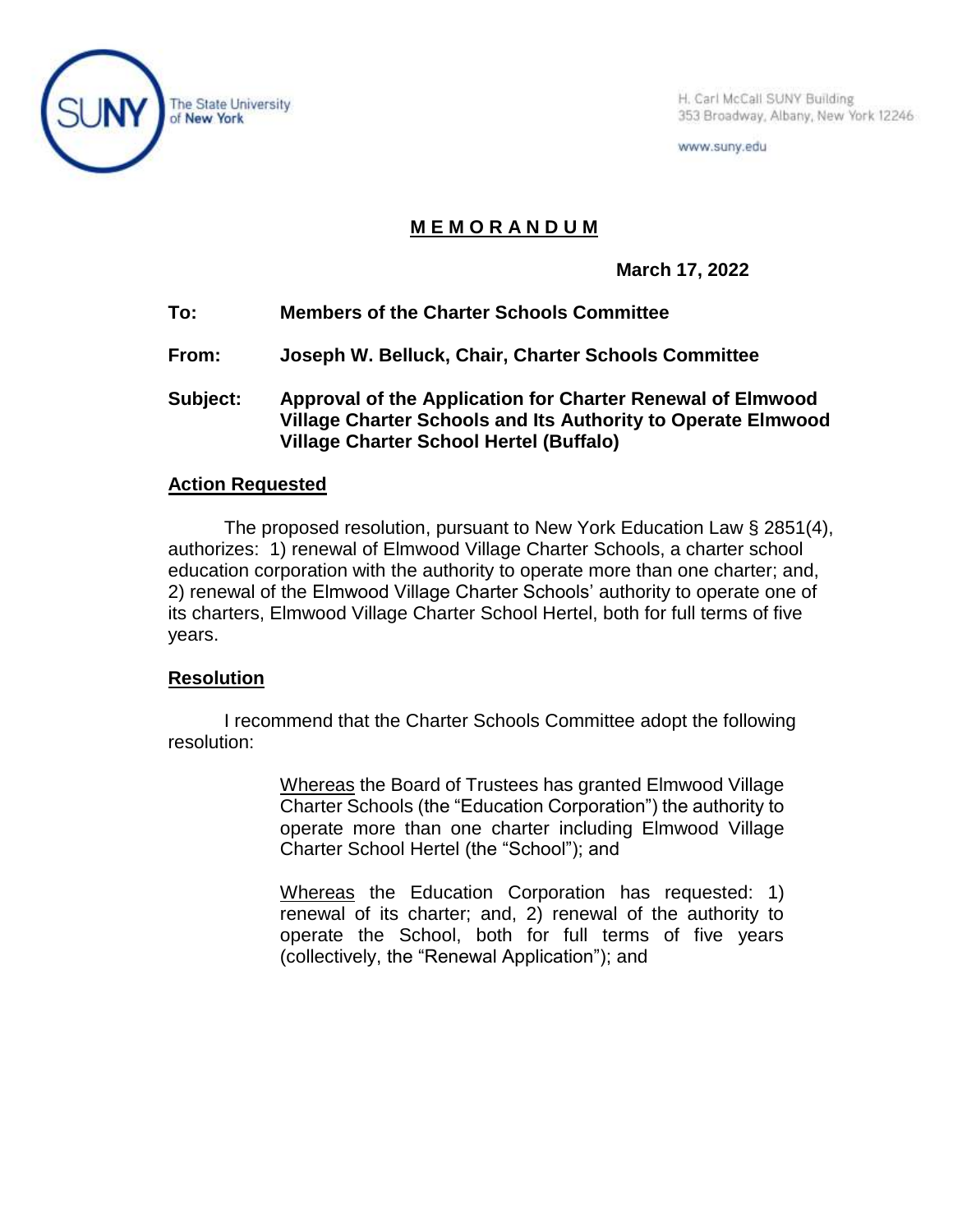SUNY The State University of New York

H. Carl McCall SUNY Building
353 Broadway, Albany, New York 12246

www.suny.edu

# MEMORANDUM

**March 17, 2022**

**To:** **Members of the Charter Schools Committee**

**From:** **Joseph W. Belluck, Chair, Charter Schools Committee**

**Subject:** **Approval of the Application for Charter Renewal of Elmwood Village Charter Schools and Its Authority to Operate Elmwood Village Charter School Hertel (Buffalo)**

## Action Requested

The proposed resolution, pursuant to New York Education Law § 2851(4), authorizes: 1) renewal of Elmwood Village Charter Schools, a charter school education corporation with the authority to operate more than one charter; and, 2) renewal of the Elmwood Village Charter Schools' authority to operate one of its charters, Elmwood Village Charter School Hertel, both for full terms of five years.

## Resolution

I recommend that the Charter Schools Committee adopt the following resolution:

> Whereas the Board of Trustees has granted Elmwood Village Charter Schools (the "Education Corporation") the authority to operate more than one charter including Elmwood Village Charter School Hertel (the "School"); and
>
> Whereas the Education Corporation has requested: 1) renewal of its charter; and, 2) renewal of the authority to operate the School, both for full terms of five years (collectively, the "Renewal Application"); and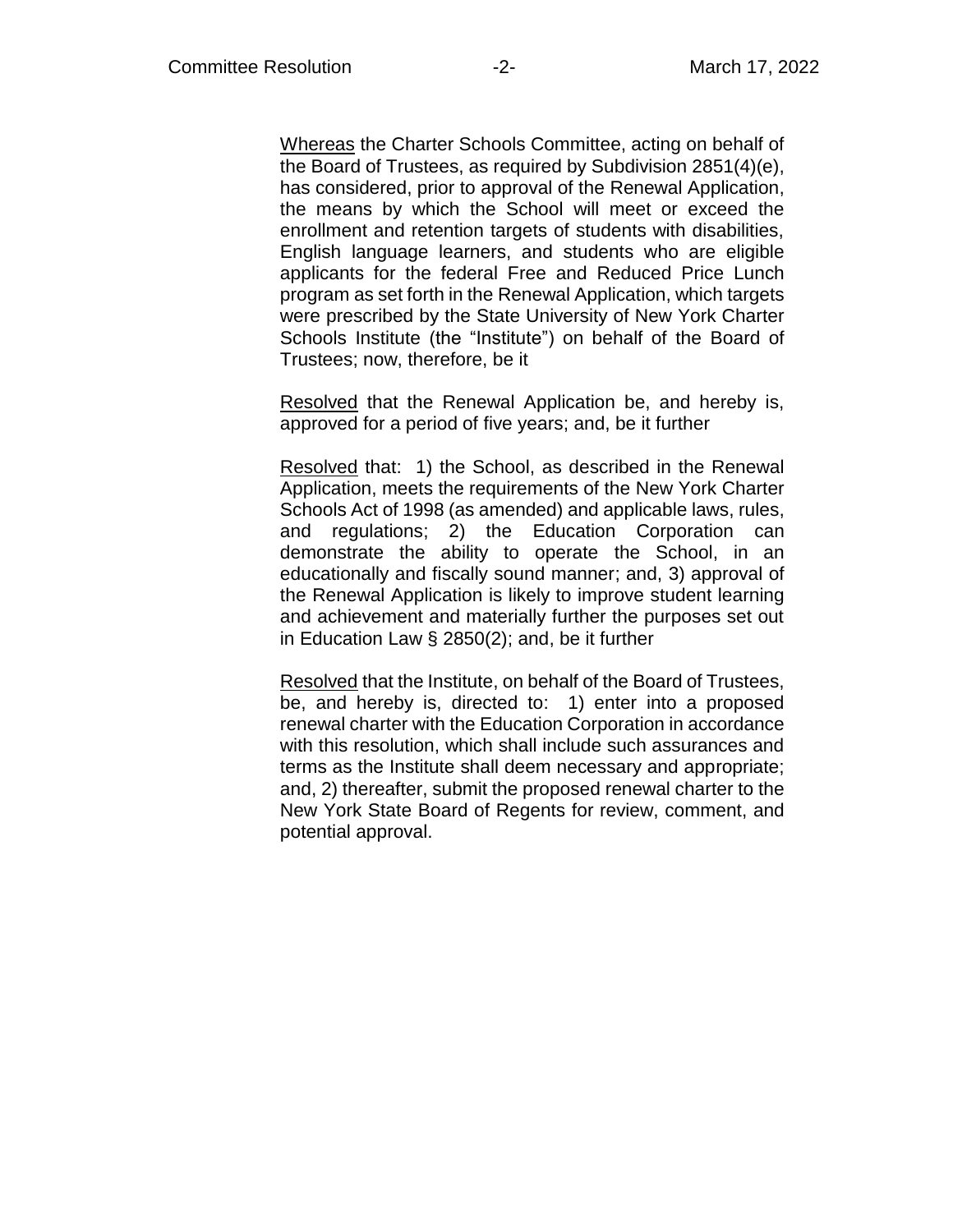Whereas the Charter Schools Committee, acting on behalf of the Board of Trustees, as required by Subdivision 2851(4)(e), has considered, prior to approval of the Renewal Application, the means by which the School will meet or exceed the enrollment and retention targets of students with disabilities, English language learners, and students who are eligible applicants for the federal Free and Reduced Price Lunch program as set forth in the Renewal Application, which targets were prescribed by the State University of New York Charter Schools Institute (the "Institute") on behalf of the Board of Trustees; now, therefore, be it

Resolved that the Renewal Application be, and hereby is, approved for a period of five years; and, be it further

Resolved that: 1) the School, as described in the Renewal Application, meets the requirements of the New York Charter Schools Act of 1998 (as amended) and applicable laws, rules, and regulations; 2) the Education Corporation can demonstrate the ability to operate the School, in an educationally and fiscally sound manner; and, 3) approval of the Renewal Application is likely to improve student learning and achievement and materially further the purposes set out in Education Law § 2850(2); and, be it further

Resolved that the Institute, on behalf of the Board of Trustees, be, and hereby is, directed to: 1) enter into a proposed renewal charter with the Education Corporation in accordance with this resolution, which shall include such assurances and terms as the Institute shall deem necessary and appropriate; and, 2) thereafter, submit the proposed renewal charter to the New York State Board of Regents for review, comment, and potential approval.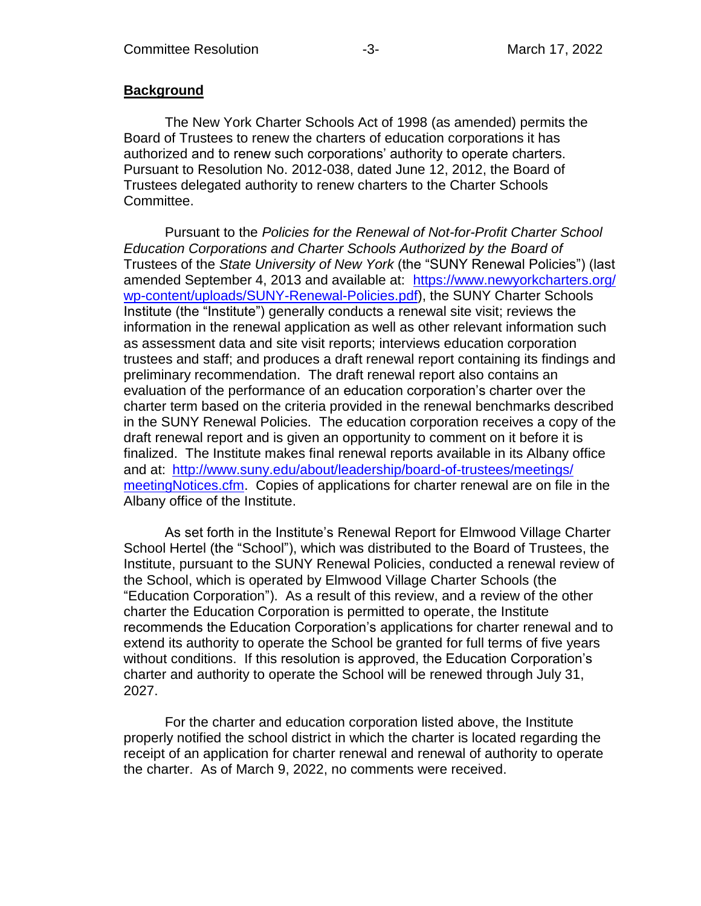**Background**

The New York Charter Schools Act of 1998 (as amended) permits the Board of Trustees to renew the charters of education corporations it has authorized and to renew such corporations' authority to operate charters. Pursuant to Resolution No. 2012-038, dated June 12, 2012, the Board of Trustees delegated authority to renew charters to the Charter Schools Committee.

Pursuant to the *Policies for the Renewal of Not-for-Profit Charter School Education Corporations and Charter Schools Authorized by the Board of* Trustees of the *State University of New York* (the "SUNY Renewal Policies") (last amended September 4, 2013 and available at: [https://www.newyorkcharters.org/wp-content/uploads/SUNY-Renewal-Policies.pdf](https://www.newyorkcharters.org/wp-content/uploads/SUNY-Renewal-Policies.pdf)), the SUNY Charter Schools Institute (the "Institute") generally conducts a renewal site visit; reviews the information in the renewal application as well as other relevant information such as assessment data and site visit reports; interviews education corporation trustees and staff; and produces a draft renewal report containing its findings and preliminary recommendation. The draft renewal report also contains an evaluation of the performance of an education corporation's charter over the charter term based on the criteria provided in the renewal benchmarks described in the SUNY Renewal Policies. The education corporation receives a copy of the draft renewal report and is given an opportunity to comment on it before it is finalized. The Institute makes final renewal reports available in its Albany office and at: [http://www.suny.edu/about/leadership/board-of-trustees/meetings/meetingNotices.cfm](http://www.suny.edu/about/leadership/board-of-trustees/meetings/meetingNotices.cfm). Copies of applications for charter renewal are on file in the Albany office of the Institute.

As set forth in the Institute's Renewal Report for Elmwood Village Charter School Hertel (the "School"), which was distributed to the Board of Trustees, the Institute, pursuant to the SUNY Renewal Policies, conducted a renewal review of the School, which is operated by Elmwood Village Charter Schools (the "Education Corporation"). As a result of this review, and a review of the other charter the Education Corporation is permitted to operate, the Institute recommends the Education Corporation's applications for charter renewal and to extend its authority to operate the School be granted for full terms of five years without conditions. If this resolution is approved, the Education Corporation's charter and authority to operate the School will be renewed through July 31, 2027.

For the charter and education corporation listed above, the Institute properly notified the school district in which the charter is located regarding the receipt of an application for charter renewal and renewal of authority to operate the charter. As of March 9, 2022, no comments were received.